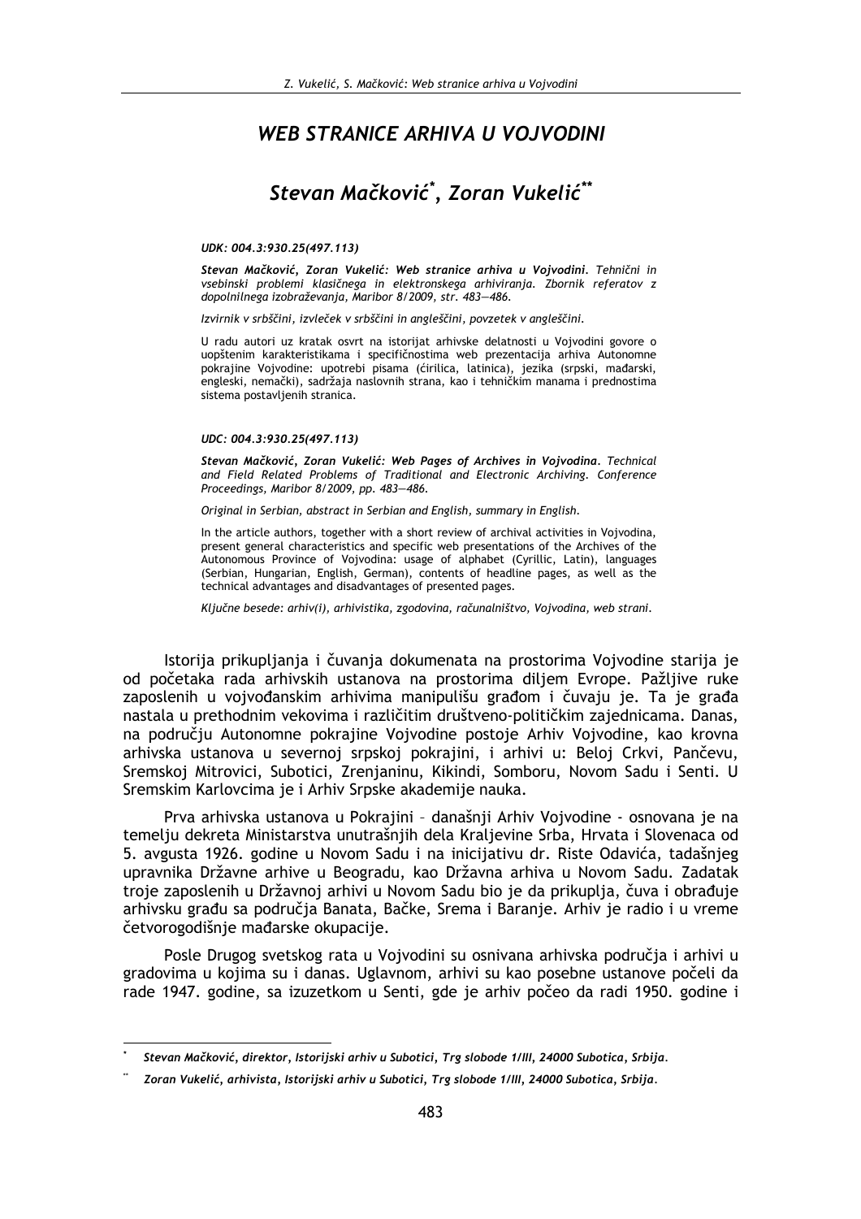# WEB STRANICE ARHIVA U VOJVODINI

## Stevan Mačković[*], Zoran Vukelić[**]

*UDK: 004.3:930.25(497.113)*

***Stevan Mačković, Zoran Vukelić: Web stranice arhiva u Vojvodini****. Tehnični in vsebinski problemi klasičnega in elektronskega arhiviranja. Zbornik referatov z dopolnilnega izobraževanja, Maribor 8/2009, str. 483—486.*

*Izvirnik v srbščini, izvleček v srbščini in angleščini, povzetek v angleščini.*

U radu autori uz kratak osvrt na istorijat arhivske delatnosti u Vojvodini govore o uopštenim karakteristikama i specifičnostima web prezentacija arhiva Autonomne pokrajine Vojvodine: upotrebi pisama (ćirilica, latinica), jezika (srpski, mađarski, engleski, nemački), sadržaja naslovnih strana, kao i tehničkim manama i prednostima sistema postavljenih stranica.

*UDC: 004.3:930.25(497.113)*

***Stevan Mačković, Zoran Vukelić: Web Pages of Archives in Vojvodina****. Technical and Field Related Problems of Traditional and Electronic Archiving. Conference Proceedings, Maribor 8/2009, pp. 483—486.*

*Original in Serbian, abstract in Serbian and English, summary in English.*

In the article authors, together with a short review of archival activities in Vojvodina, present general characteristics and specific web presentations of the Archives of the Autonomous Province of Vojvodina: usage of alphabet (Cyrillic, Latin), languages (Serbian, Hungarian, English, German), contents of headline pages, as well as the technical advantages and disadvantages of presented pages.

*Ključne besede: arhiv(i), arhivistika, zgodovina, računalništvo, Vojvodina, web strani.*

Istorija prikupljanja i čuvanja dokumenata na prostorima Vojvodine starija je od početaka rada arhivskih ustanova na prostorima diljem Evrope. Pažljive ruke zaposlenih u vojvođanskim arhivima manipulišu građom i čuvaju je. Ta je građa nastala u prethodnim vekovima i različitim društveno-političkim zajednicama. Danas, na području Autonomne pokrajine Vojvodine postoje Arhiv Vojvodine, kao krovna arhivska ustanova u severnoj srpskoj pokrajini, i arhivi u: Beloj Crkvi, Pančevu, Sremskoj Mitrovici, Subotici, Zrenjaninu, Kikindi, Somboru, Novom Sadu i Senti. U Sremskim Karlovcima je i Arhiv Srpske akademije nauka.

Prva arhivska ustanova u Pokrajini – današnji Arhiv Vojvodine - osnovana je na temelju dekreta Ministarstva unutrašnjih dela Kraljevine Srba, Hrvata i Slovenaca od 5. avgusta 1926. godine u Novom Sadu i na inicijativu dr. Riste Odavića, tadašnjeg upravnika Državne arhive u Beogradu, kao Državna arhiva u Novom Sadu. Zadatak troje zaposlenih u Državnoj arhivi u Novom Sadu bio je da prikuplja, čuva i obrađuje arhivsku građu sa područja Banata, Bačke, Srema i Baranje. Arhiv je radio i u vreme četvorogodišnje mađarske okupacije.

Posle Drugog svetskog rata u Vojvodini su osnivana arhivska područja i arhivi u gradovima u kojima su i danas. Uglavnom, arhivi su kao posebne ustanove počeli da rade 1947. godine, sa izuzetkom u Senti, gde je arhiv počeo da radi 1950. godine i

---

[*] *Stevan Mačković, direktor, Istorijski arhiv u Subotici, Trg slobode 1/III, 24000 Subotica, Srbija.*

[**] *Zoran Vukelić, arhivista, Istorijski arhiv u Subotici, Trg slobode 1/III, 24000 Subotica, Srbija.*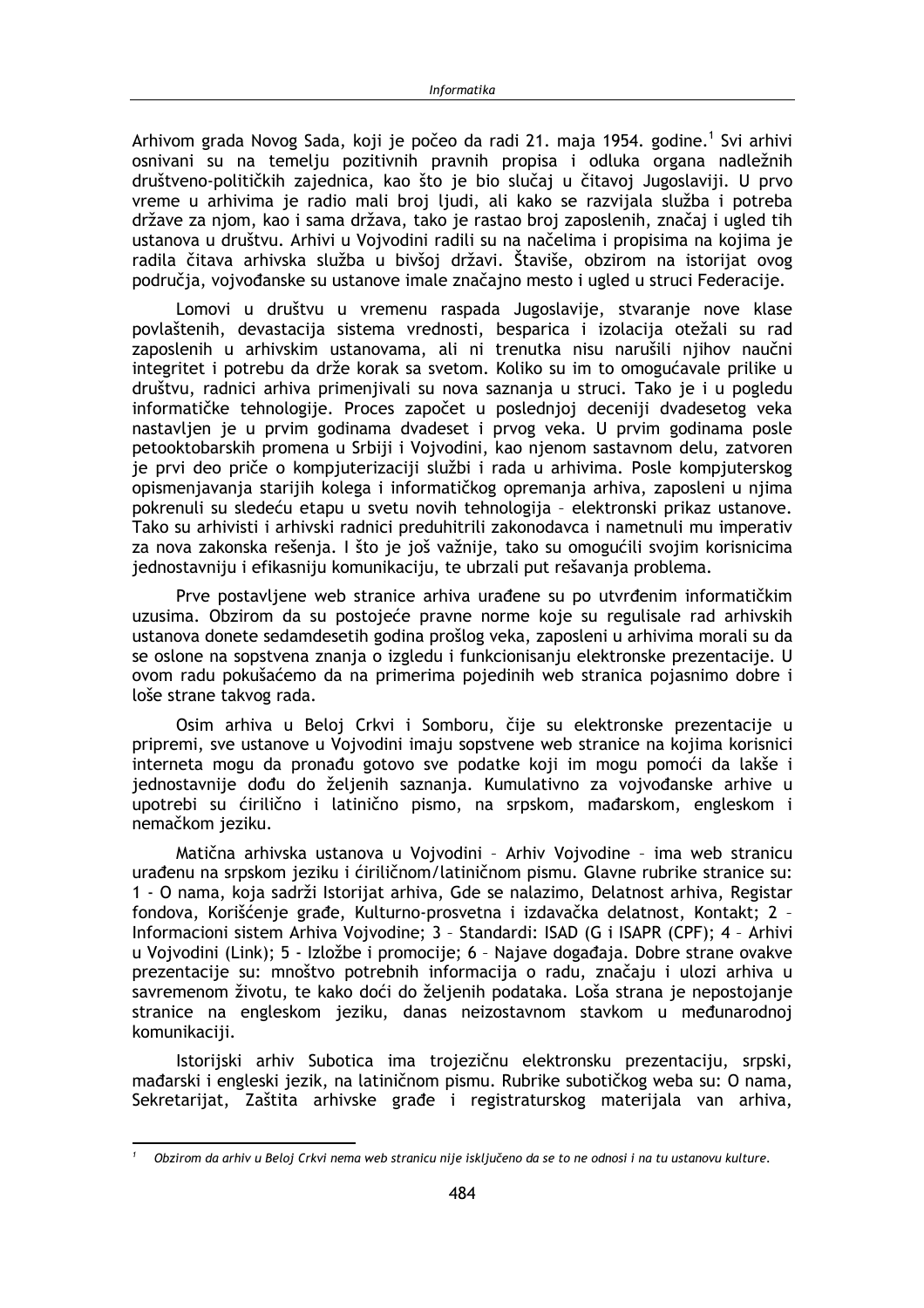Arhivom grada Novog Sada, koji je počeo da radi 21. maja 1954. godine.[1] Svi arhivi osnivani su na temelju pozitivnih pravnih propisa i odluka organa nadležnih društveno-političkih zajednica, kao što je bio slučaj u čitavoj Jugoslaviji. U prvo vreme u arhivima je radio mali broj ljudi, ali kako se razvijala služba i potreba države za njom, kao i sama država, tako je rastao broj zaposlenih, značaj i ugled tih ustanova u društvu. Arhivi u Vojvodini radili su na načelima i propisima na kojima je radila čitava arhivska služba u bivšoj državi. Štaviše, obzirom na istorijat ovog područja, vojvođanske su ustanove imale značajno mesto i ugled u struci Federacije.

Lomovi u društvu u vremenu raspada Jugoslavije, stvaranje nove klase povlaštenih, devastacija sistema vrednosti, besparica i izolacija otežali su rad zaposlenih u arhivskim ustanovama, ali ni trenutka nisu narušili njihov naučni integritet i potrebu da drže korak sa svetom. Koliko su im to omogućavale prilike u društvu, radnici arhiva primenjivali su nova saznanja u struci. Tako je i u pogledu informatičke tehnologije. Proces započet u poslednjoj deceniji dvadesetog veka nastavljen je u prvim godinama dvadeset i prvog veka. U prvim godinama posle petooktobarskih promena u Srbiji i Vojvodini, kao njenom sastavnom delu, zatvoren je prvi deo priče o kompjuterizaciji službi i rada u arhivima. Posle kompjuterskog opismenjavanja starijih kolega i informatičkog opremanja arhiva, zaposleni u njima pokrenuli su sledeću etapu u svetu novih tehnologija – elektronski prikaz ustanove. Tako su arhivisti i arhivski radnici preduhitrili zakonodavca i nametnuli mu imperativ za nova zakonska rešenja. I što je još važnije, tako su omogućili svojim korisnicima jednostavniju i efikasniju komunikaciju, te ubrzali put rešavanja problema.

Prve postavljene web stranice arhiva urađene su po utvrđenim informatičkim uzusima. Obzirom da su postojeće pravne norme koje su regulisale rad arhivskih ustanova donete sedamdesetih godina prošlog veka, zaposleni u arhivima morali su da se oslone na sopstvena znanja o izgledu i funkcionisanju elektronske prezentacije. U ovom radu pokušaćemo da na primerima pojedinih web stranica pojasnimo dobre i loše strane takvog rada.

Osim arhiva u Beloj Crkvi i Somboru, čije su elektronske prezentacije u pripremi, sve ustanove u Vojvodini imaju sopstvene web stranice na kojima korisnici interneta mogu da pronađu gotovo sve podatke koji im mogu pomoći da lakše i jednostavnije dođu do željenih saznanja. Kumulativno za vojvođanske arhive u upotrebi su ćirilično i latinično pismo, na srpskom, mađarskom, engleskom i nemačkom jeziku.

Matična arhivska ustanova u Vojvodini – Arhiv Vojvodine – ima web stranicu urađenu na srpskom jeziku i ćiriličnom/latiničnom pismu. Glavne rubrike stranice su: 1 - O nama, koja sadrži Istorijat arhiva, Gde se nalazimo, Delatnost arhiva, Registar fondova, Korišćenje građe, Kulturno-prosvetna i izdavačka delatnost, Kontakt; 2 – Informacioni sistem Arhiva Vojvodine; 3 – Standardi: ISAD (G i ISAPR (CPF); 4 – Arhivi u Vojvodini (Link); 5 - Izložbe i promocije; 6 – Najave događaja. Dobre strane ovakve prezentacije su: mnoštvo potrebnih informacija o radu, značaju i ulozi arhiva u savremenom životu, te kako doći do željenih podataka. Loša strana je nepostojanje stranice na engleskom jeziku, danas neizostavnom stavkom u međunarodnoj komunikaciji.

Istorijski arhiv Subotica ima trojezičnu elektronsku prezentaciju, srpski, mađarski i engleski jezik, na latiničnom pismu. Rubrike subotičkog weba su: O nama, Sekretarijat, Zaštita arhivske građe i registraturskog materijala van arhiva,

---

[1] *Obzirom da arhiv u Beloj Crkvi nema web stranicu nije isključeno da se to ne odnosi i na tu ustanovu kulture.*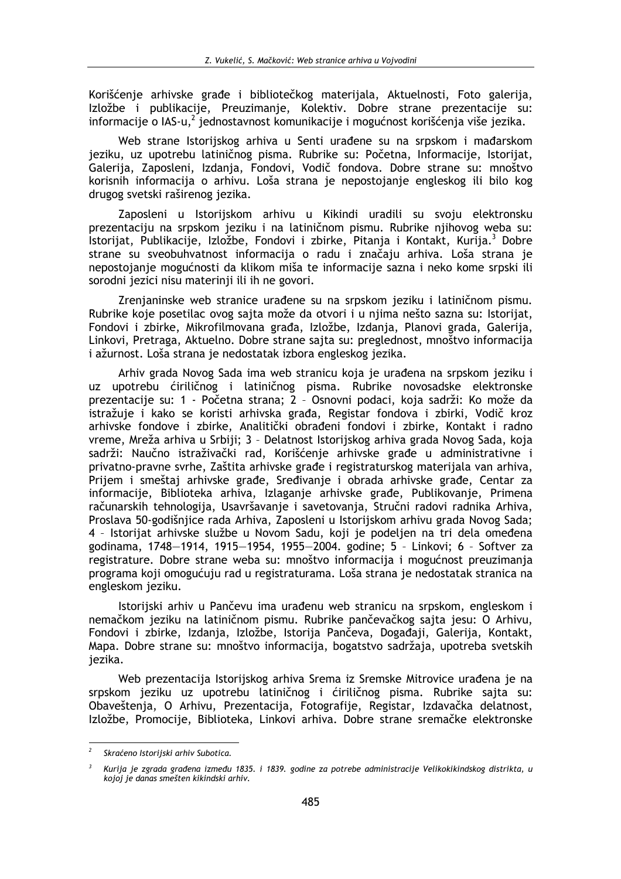Korišćenje arhivske građe i bibliotečkog materijala, Aktuelnosti, Foto galerija, Izložbe i publikacije, Preuzimanje, Kolektiv. Dobre strane prezentacije su: informacije o IAS-u,[2] jednostavnost komunikacije i mogućnost korišćenja više jezika.

Web strane Istorijskog arhiva u Senti urađene su na srpskom i mađarskom jeziku, uz upotrebu latiničnog pisma. Rubrike su: Početna, Informacije, Istorijat, Galerija, Zaposleni, Izdanja, Fondovi, Vodič fondova. Dobre strane su: mnoštvo korisnih informacija o arhivu. Loša strana je nepostojanje engleskog ili bilo kog drugog svetski raširenog jezika.

Zaposleni u Istorijskom arhivu u Kikindi uradili su svoju elektronsku prezentaciju na srpskom jeziku i na latiničnom pismu. Rubrike njihovog weba su: Istorijat, Publikacije, Izložbe, Fondovi i zbirke, Pitanja i Kontakt, Kurija.[3] Dobre strane su sveobuhvatnost informacija o radu i značaju arhiva. Loša strana je nepostojanje mogućnosti da klikom miša te informacije sazna i neko kome srpski ili srodni jezici nisu materinji ili ih ne govori.

Zrenjaninske web stranice urađene su na srpskom jeziku i latiničnom pismu. Rubrike koje posetilac ovog sajta može da otvori i u njima nešto sazna su: Istorijat, Fondovi i zbirke, Mikrofilmovana građa, Izložbe, Izdanja, Planovi grada, Galerija, Linkovi, Pretraga, Aktuelno. Dobre strane sajta su: preglednost, mnoštvo informacija i ažurnost. Loša strana je nedostatak izbora engleskog jezika.

Arhiv grada Novog Sada ima web stranicu koja je urađena na srpskom jeziku i uz upotrebu ćiriličnog i latiničnog pisma. Rubrike novosadske elektronske prezentacije su: 1 - Početna strana; 2 – Osnovni podaci, koja sadrži: Ko može da istražuje i kako se koristi arhivska građa, Registar fondova i zbirki, Vodič kroz arhivske fondove i zbirke, Analitički obrađeni fondovi i zbirke, Kontakt i radno vreme, Mreža arhiva u Srbiji; 3 – Delatnost Istorijskog arhiva grada Novog Sada, koja sadrži: Naučno istraživački rad, Korišćenje arhivske građe u administrativne i privatno-pravne svrhe, Zaštita arhivske građe i registraturskog materijala van arhiva, Prijem i smeštaj arhivske građe, Sređivanje i obrada arhivske građe, Centar za informacije, Biblioteka arhiva, Izlaganje arhivske građe, Publikovanje, Primena računarskih tehnologija, Usavršavanje i savetovanja, Stručni radovi radnika Arhiva, Proslava 50-godišnjice rada Arhiva, Zaposleni u Istorijskom arhivu grada Novog Sada; 4 – Istorijat arhivske službe u Novom Sadu, koji je podeljen na tri dela omeđena godinama, 1748—1914, 1915—1954, 1955—2004. godine; 5 – Linkovi; 6 – Softver za registrature. Dobre strane weba su: mnoštvo informacija i mogućnost preuzimanja programa koji omogućuju rad u registraturama. Loša strana je nedostatak stranica na engleskom jeziku.

Istorijski arhiv u Pančevu ima urađenu web stranicu na srpskom, engleskom i nemačkom jeziku na latiničnom pismu. Rubrike pančevačkog sajta jesu: O Arhivu, Fondovi i zbirke, Izdanja, Izložbe, Istorija Pančeva, Događaji, Galerija, Kontakt, Mapa. Dobre strane su: mnoštvo informacija, bogatstvo sadržaja, upotreba svetskih jezika.

Web prezentacija Istorijskog arhiva Srema iz Sremske Mitrovice urađena je na srpskom jeziku uz upotrebu latiničnog i ćiriličnog pisma. Rubrike sajta su: Obaveštenja, O Arhivu, Prezentacija, Fotografije, Registar, Izdavačka delatnost, Izložbe, Promocije, Biblioteka, Linkovi arhiva. Dobre strane sremačke elektronske

---

[2] *Skraćeno Istorijski arhiv Subotica.*

[3] *Kurija je zgrada građena između 1835. i 1839. godine za potrebe administracije Velikokikindskog distrikta, u kojoj je danas smešten kikindski arhiv.*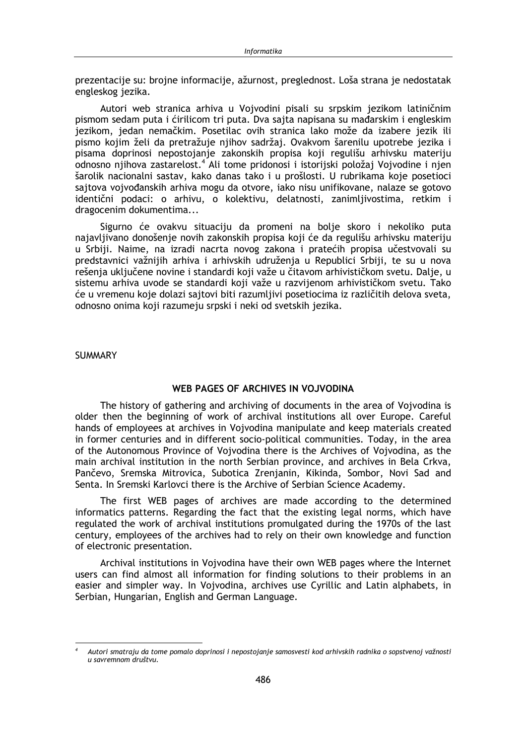prezentacije su: brojne informacije, ažurnost, preglednost. Loša strana je nedostatak engleskog jezika.

Autori web stranica arhiva u Vojvodini pisali su srpskim jezikom latiničnim pismom sedam puta i ćirilicom tri puta. Dva sajta napisana su mađarskim i engleskim jezikom, jedan nemačkim. Posetilac ovih stranica lako može da izabere jezik ili pismo kojim želi da pretražuje njihov sadržaj. Ovakvom šarenilu upotrebe jezika i pisama doprinosi nepostojanje zakonskih propisa koji regulišu arhivsku materiju odnosno njihova zastarelost.[4] Ali tome pridonosi i istorijski položaj Vojvodine i njen šarolik nacionalni sastav, kako danas tako i u prošlosti. U rubrikama koje posetioci sajtova vojvođanskih arhiva mogu da otvore, iako nisu unifikovane, nalaze se gotovo identični podaci: o arhivu, o kolektivu, delatnosti, zanimljivostima, retkim i dragocenim dokumentima...

Sigurno će ovakvu situaciju da promeni na bolje skoro i nekoliko puta najavljivano donošenje novih zakonskih propisa koji će da regulišu arhivsku materiju u Srbiji. Naime, na izradi nacrta novog zakona i pratećih propisa učestvovali su predstavnici važnijih arhiva i arhivskih udruženja u Republici Srbiji, te su u nova rešenja uključene novine i standardi koji važe u čitavom arhivističkom svetu. Dalje, u sistemu arhiva uvode se standardi koji važe u razvijenom arhivističkom svetu. Tako će u vremenu koje dolazi sajtovi biti razumljivi posetiocima iz različitih delova sveta, odnosno onima koji razumeju srpski i neki od svetskih jezika.

SUMMARY

## WEB PAGES OF ARCHIVES IN VOJVODINA

The history of gathering and archiving of documents in the area of Vojvodina is older then the beginning of work of archival institutions all over Europe. Careful hands of employees at archives in Vojvodina manipulate and keep materials created in former centuries and in different socio-political communities. Today, in the area of the Autonomous Province of Vojvodina there is the Archives of Vojvodina, as the main archival institution in the north Serbian province, and archives in Bela Crkva, Pančevo, Sremska Mitrovica, Subotica Zrenjanin, Kikinda, Sombor, Novi Sad and Senta. In Sremski Karlovci there is the Archive of Serbian Science Academy.

The first WEB pages of archives are made according to the determined informatics patterns. Regarding the fact that the existing legal norms, which have regulated the work of archival institutions promulgated during the 1970s of the last century, employees of the archives had to rely on their own knowledge and function of electronic presentation.

Archival institutions in Vojvodina have their own WEB pages where the Internet users can find almost all information for finding solutions to their problems in an easier and simpler way. In Vojvodina, archives use Cyrillic and Latin alphabets, in Serbian, Hungarian, English and German Language.

---

[4] *Autori smatraju da tome pomalo doprinosi i nepostojanje samosvesti kod arhivskih radnika o sopstvenoj važnosti u savremnom društvu.*